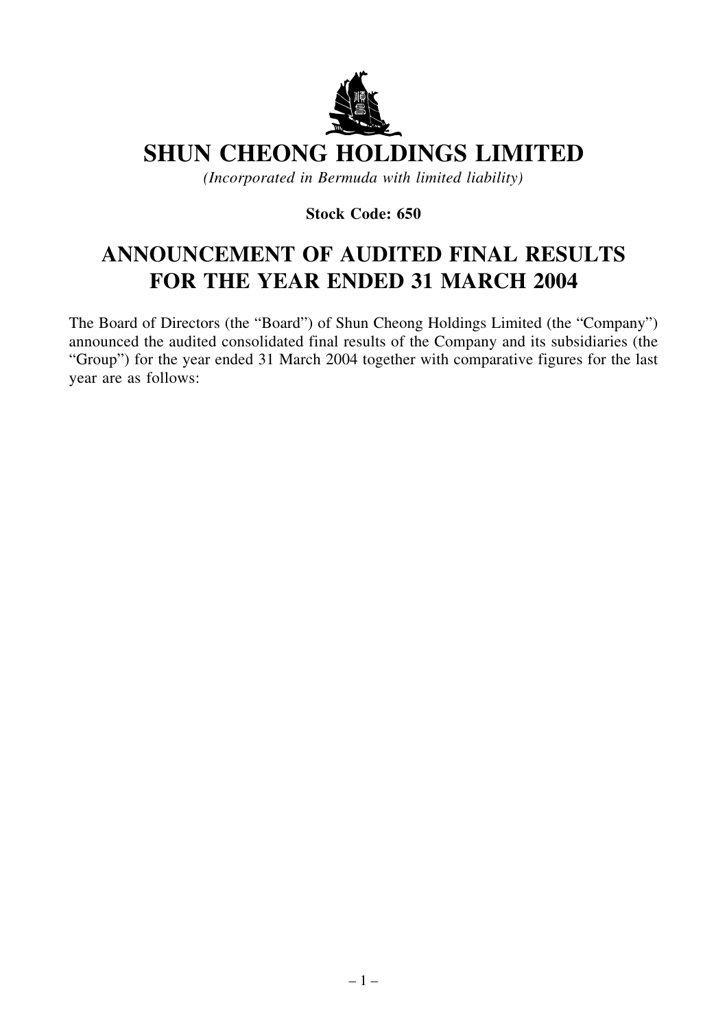# SHUN CHEONG HOLDINGS LIMITED

*(Incorporated in Bermuda with limited liability)*

**Stock Code: 650**

## ANNOUNCEMENT OF AUDITED FINAL RESULTS FOR THE YEAR ENDED 31 MARCH 2004

The Board of Directors (the "Board") of Shun Cheong Holdings Limited (the "Company") announced the audited consolidated final results of the Company and its subsidiaries (the "Group") for the year ended 31 March 2004 together with comparative figures for the last year are as follows: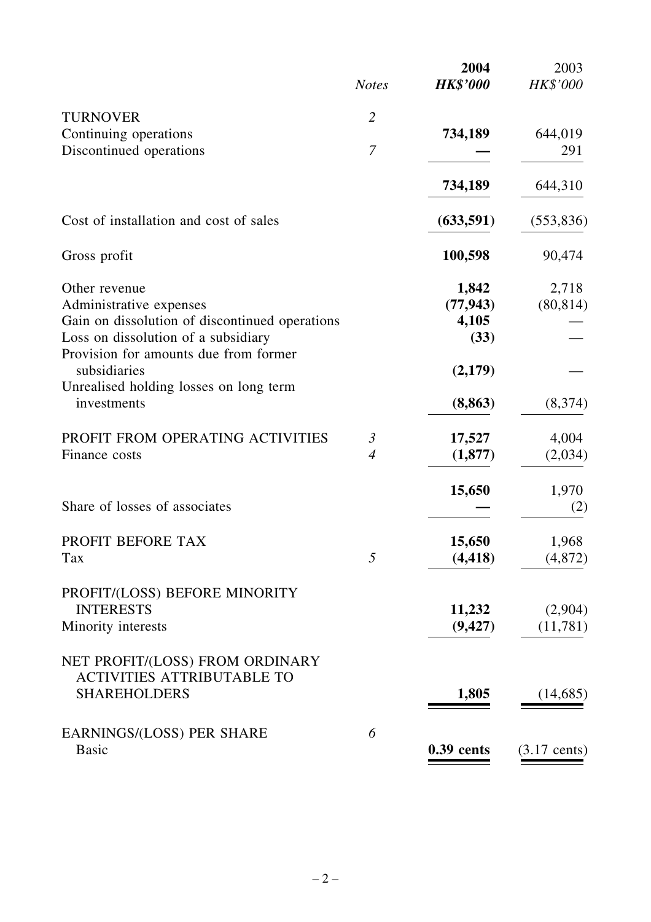| | *Notes* | **2004** | 2003 |
|---|---|---|---|
| | | ***HK$'000*** | *HK$'000* |
| TURNOVER | *2* | | |
| Continuing operations | | **734,189** | 644,019 |
| Discontinued operations | *7* | **—** | 291 |
| | | **734,189** | 644,310 |
| Cost of installation and cost of sales | | **(633,591)** | (553,836) |
| Gross profit | | **100,598** | 90,474 |
| Other revenue | | **1,842** | 2,718 |
| Administrative expenses | | **(77,943)** | (80,814) |
| Gain on dissolution of discontinued operations | | **4,105** | — |
| Loss on dissolution of a subsidiary | | **(33)** | — |
| Provision for amounts due from former subsidiaries | | **(2,179)** | — |
| Unrealised holding losses on long term investments | | **(8,863)** | (8,374) |
| PROFIT FROM OPERATING ACTIVITIES | *3* | **17,527** | 4,004 |
| Finance costs | *4* | **(1,877)** | (2,034) |
| | | **15,650** | 1,970 |
| Share of losses of associates | | **—** | (2) |
| PROFIT BEFORE TAX | | **15,650** | 1,968 |
| Tax | *5* | **(4,418)** | (4,872) |
| PROFIT/(LOSS) BEFORE MINORITY INTERESTS | | **11,232** | (2,904) |
| Minority interests | | **(9,427)** | (11,781) |
| NET PROFIT/(LOSS) FROM ORDINARY ACTIVITIES ATTRIBUTABLE TO SHAREHOLDERS | | **1,805** | (14,685) |
| EARNINGS/(LOSS) PER SHARE | *6* | | |
| Basic | | **0.39 cents** | (3.17 cents) |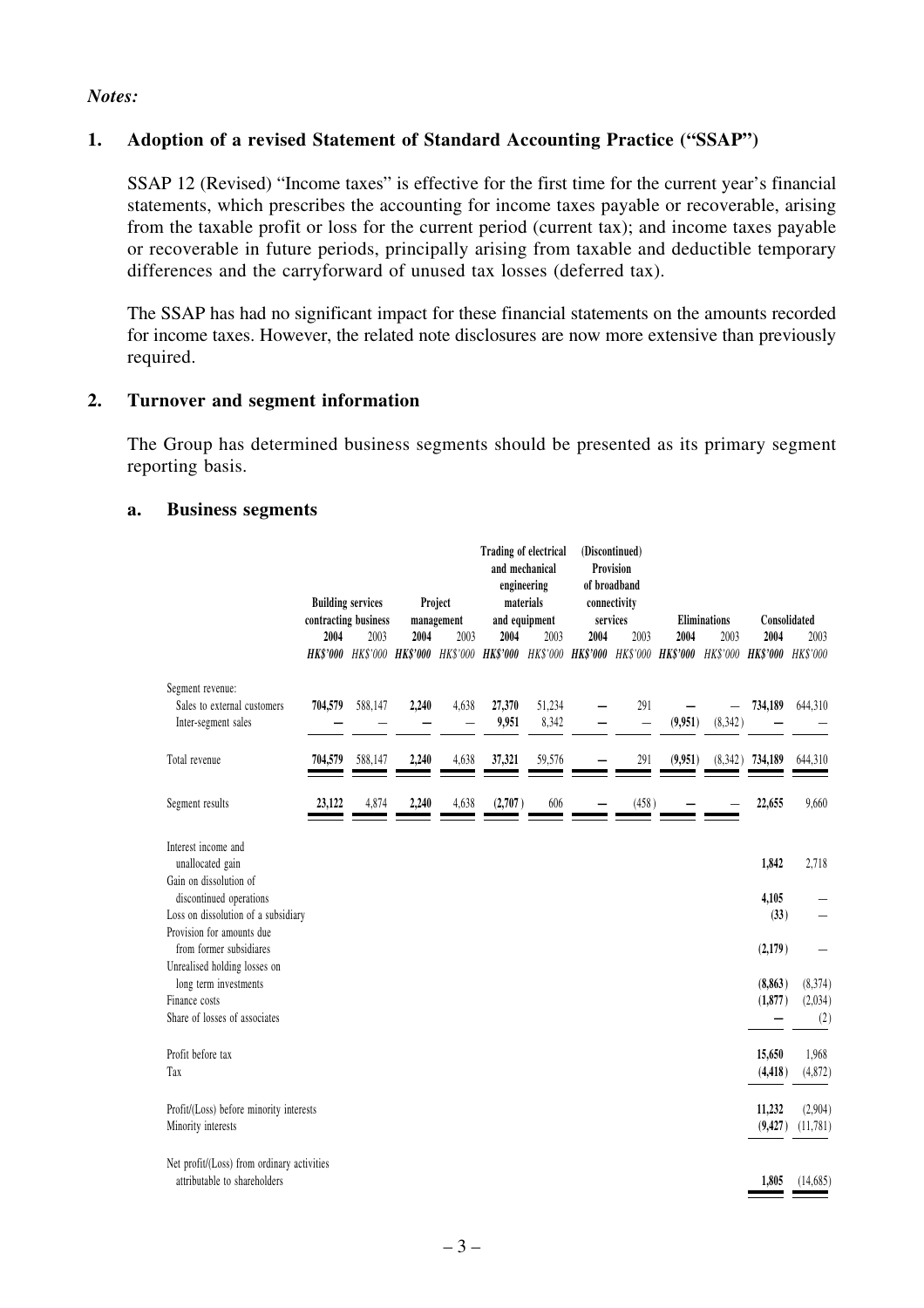*Notes:*

## 1. Adoption of a revised Statement of Standard Accounting Practice ("SSAP")

SSAP 12 (Revised) "Income taxes" is effective for the first time for the current year's financial statements, which prescribes the accounting for income taxes payable or recoverable, arising from the taxable profit or loss for the current period (current tax); and income taxes payable or recoverable in future periods, principally arising from taxable and deductible temporary differences and the carryforward of unused tax losses (deferred tax).

The SSAP has had no significant impact for these financial statements on the amounts recorded for income taxes. However, the related note disclosures are now more extensive than previously required.

## 2. Turnover and segment information

The Group has determined business segments should be presented as its primary segment reporting basis.

### a. Business segments

| | Building services contracting business | | Project management | | Trading of electrical and mechanical engineering materials and equipment | | (Discontinued) Provision of broadband connectivity services | | Eliminations | | Consolidated | |
|---|---|---|---|---|---|---|---|---|---|---|---|---|
| | **2004** | 2003 | **2004** | 2003 | **2004** | 2003 | **2004** | 2003 | **2004** | 2003 | **2004** | 2003 |
| | ***HK$'000*** | *HK$'000* | ***HK$'000*** | *HK$'000* | ***HK$'000*** | *HK$'000* | ***HK$'000*** | *HK$'000* | ***HK$'000*** | *HK$'000* | ***HK$'000*** | *HK$'000* |
| Segment revenue: | | | | | | | | | | | | |
| Sales to external customers | **704,579** | 588,147 | **2,240** | 4,638 | **27,370** | 51,234 | **—** | 291 | **—** | — | **734,189** | 644,310 |
| Inter-segment sales | **—** | — | **—** | — | **9,951** | 8,342 | **—** | — | **(9,951)** | (8,342) | **—** | — |
| Total revenue | **704,579** | 588,147 | **2,240** | 4,638 | **37,321** | 59,576 | **—** | 291 | **(9,951)** | (8,342) | **734,189** | 644,310 |
| Segment results | **23,122** | 4,874 | **2,240** | 4,638 | **(2,707)** | 606 | **—** | (458) | **—** | — | **22,655** | 9,660 |
| Interest income and unallocated gain | | | | | | | | | | | **1,842** | 2,718 |
| Gain on dissolution of discontinued operations | | | | | | | | | | | **4,105** | — |
| Loss on dissolution of a subsidiary | | | | | | | | | | | **(33)** | — |
| Provision for amounts due from former subsidiares | | | | | | | | | | | **(2,179)** | — |
| Unrealised holding losses on long term investments | | | | | | | | | | | **(8,863)** | (8,374) |
| Finance costs | | | | | | | | | | | **(1,877)** | (2,034) |
| Share of losses of associates | | | | | | | | | | | **—** | (2) |
| Profit before tax | | | | | | | | | | | **15,650** | 1,968 |
| Tax | | | | | | | | | | | **(4,418)** | (4,872) |
| Profit/(Loss) before minority interests | | | | | | | | | | | **11,232** | (2,904) |
| Minority interests | | | | | | | | | | | **(9,427)** | (11,781) |
| Net profit/(Loss) from ordinary activities attributable to shareholders | | | | | | | | | | | **1,805** | (14,685) |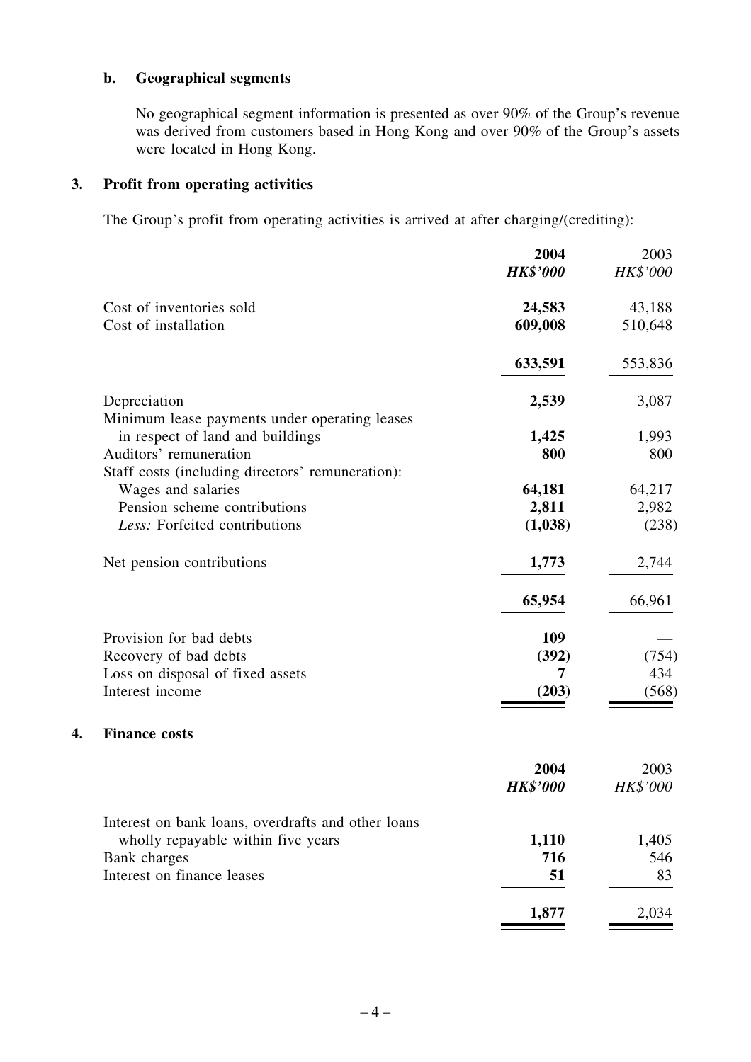**b. Geographical segments**

No geographical segment information is presented as over 90% of the Group's revenue was derived from customers based in Hong Kong and over 90% of the Group's assets were located in Hong Kong.

## 3. Profit from operating activities

The Group's profit from operating activities is arrived at after charging/(crediting):

| | **2004** | 2003 |
|---|---|---|
| | ***HK$'000*** | *HK$'000* |
| Cost of inventories sold | **24,583** | 43,188 |
| Cost of installation | **609,008** | 510,648 |
| | **633,591** | 553,836 |
| Depreciation | **2,539** | 3,087 |
| Minimum lease payments under operating leases in respect of land and buildings | **1,425** | 1,993 |
| Auditors' remuneration | **800** | 800 |
| Staff costs (including directors' remuneration): | | |
| Wages and salaries | **64,181** | 64,217 |
| Pension scheme contributions | **2,811** | 2,982 |
| *Less:* Forfeited contributions | **(1,038)** | (238) |
| Net pension contributions | **1,773** | 2,744 |
| | **65,954** | 66,961 |
| Provision for bad debts | **109** | — |
| Recovery of bad debts | **(392)** | (754) |
| Loss on disposal of fixed assets | **7** | 434 |
| Interest income | **(203)** | (568) |

## 4. Finance costs

| | **2004** | 2003 |
|---|---|---|
| | ***HK$'000*** | *HK$'000* |
| Interest on bank loans, overdrafts and other loans wholly repayable within five years | **1,110** | 1,405 |
| Bank charges | **716** | 546 |
| Interest on finance leases | **51** | 83 |
| | **1,877** | 2,034 |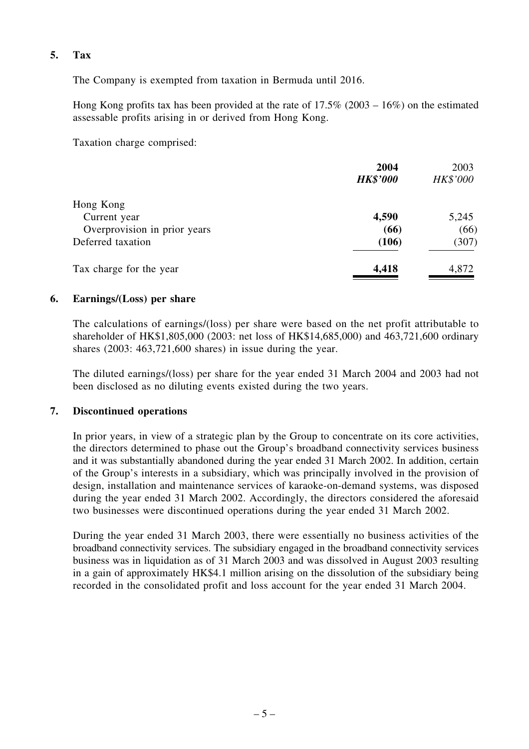## 5. Tax

The Company is exempted from taxation in Bermuda until 2016.

Hong Kong profits tax has been provided at the rate of 17.5% (2003 – 16%) on the estimated assessable profits arising in or derived from Hong Kong.

Taxation charge comprised:

| | **2004** | 2003 |
|---|---|---|
| | ***HK$'000*** | *HK$'000* |
| Hong Kong | | |
| Current year | **4,590** | 5,245 |
| Overprovision in prior years | **(66)** | (66) |
| Deferred taxation | **(106)** | (307) |
| Tax charge for the year | **4,418** | 4,872 |

## 6. Earnings/(Loss) per share

The calculations of earnings/(loss) per share were based on the net profit attributable to shareholder of HK$1,805,000 (2003: net loss of HK$14,685,000) and 463,721,600 ordinary shares (2003: 463,721,600 shares) in issue during the year.

The diluted earnings/(loss) per share for the year ended 31 March 2004 and 2003 had not been disclosed as no diluting events existed during the two years.

## 7. Discontinued operations

In prior years, in view of a strategic plan by the Group to concentrate on its core activities, the directors determined to phase out the Group's broadband connectivity services business and it was substantially abandoned during the year ended 31 March 2002. In addition, certain of the Group's interests in a subsidiary, which was principally involved in the provision of design, installation and maintenance services of karaoke-on-demand systems, was disposed during the year ended 31 March 2002. Accordingly, the directors considered the aforesaid two businesses were discontinued operations during the year ended 31 March 2002.

During the year ended 31 March 2003, there were essentially no business activities of the broadband connectivity services. The subsidiary engaged in the broadband connectivity services business was in liquidation as of 31 March 2003 and was dissolved in August 2003 resulting in a gain of approximately HK$4.1 million arising on the dissolution of the subsidiary being recorded in the consolidated profit and loss account for the year ended 31 March 2004.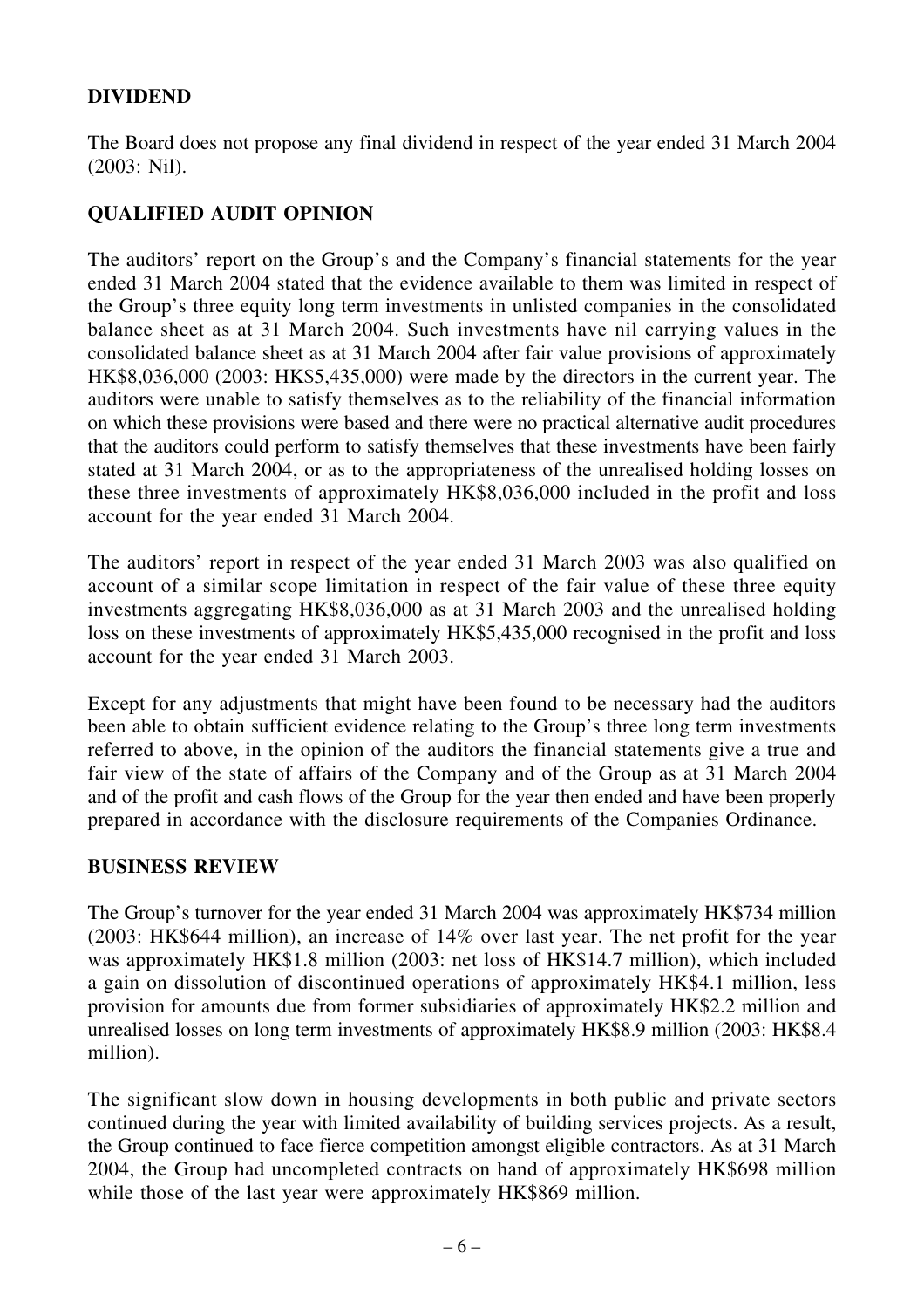## DIVIDEND

The Board does not propose any final dividend in respect of the year ended 31 March 2004 (2003: Nil).

## QUALIFIED AUDIT OPINION

The auditors' report on the Group's and the Company's financial statements for the year ended 31 March 2004 stated that the evidence available to them was limited in respect of the Group's three equity long term investments in unlisted companies in the consolidated balance sheet as at 31 March 2004. Such investments have nil carrying values in the consolidated balance sheet as at 31 March 2004 after fair value provisions of approximately HK$8,036,000 (2003: HK$5,435,000) were made by the directors in the current year. The auditors were unable to satisfy themselves as to the reliability of the financial information on which these provisions were based and there were no practical alternative audit procedures that the auditors could perform to satisfy themselves that these investments have been fairly stated at 31 March 2004, or as to the appropriateness of the unrealised holding losses on these three investments of approximately HK$8,036,000 included in the profit and loss account for the year ended 31 March 2004.

The auditors' report in respect of the year ended 31 March 2003 was also qualified on account of a similar scope limitation in respect of the fair value of these three equity investments aggregating HK$8,036,000 as at 31 March 2003 and the unrealised holding loss on these investments of approximately HK$5,435,000 recognised in the profit and loss account for the year ended 31 March 2003.

Except for any adjustments that might have been found to be necessary had the auditors been able to obtain sufficient evidence relating to the Group's three long term investments referred to above, in the opinion of the auditors the financial statements give a true and fair view of the state of affairs of the Company and of the Group as at 31 March 2004 and of the profit and cash flows of the Group for the year then ended and have been properly prepared in accordance with the disclosure requirements of the Companies Ordinance.

## BUSINESS REVIEW

The Group's turnover for the year ended 31 March 2004 was approximately HK$734 million (2003: HK$644 million), an increase of 14% over last year. The net profit for the year was approximately HK$1.8 million (2003: net loss of HK$14.7 million), which included a gain on dissolution of discontinued operations of approximately HK$4.1 million, less provision for amounts due from former subsidiaries of approximately HK$2.2 million and unrealised losses on long term investments of approximately HK$8.9 million (2003: HK$8.4 million).

The significant slow down in housing developments in both public and private sectors continued during the year with limited availability of building services projects. As a result, the Group continued to face fierce competition amongst eligible contractors. As at 31 March 2004, the Group had uncompleted contracts on hand of approximately HK$698 million while those of the last year were approximately HK$869 million.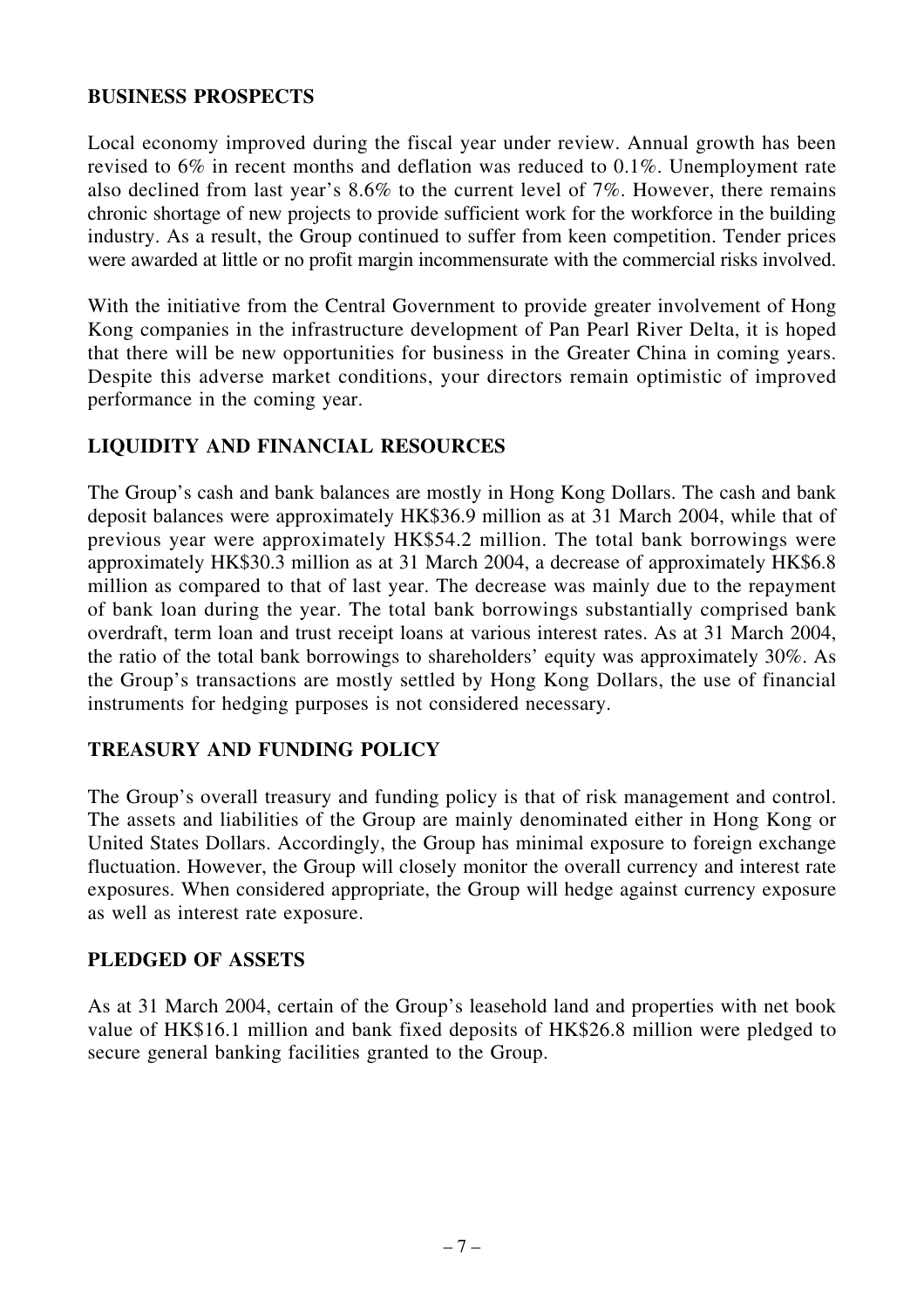## BUSINESS PROSPECTS

Local economy improved during the fiscal year under review. Annual growth has been revised to 6% in recent months and deflation was reduced to 0.1%. Unemployment rate also declined from last year's 8.6% to the current level of 7%. However, there remains chronic shortage of new projects to provide sufficient work for the workforce in the building industry. As a result, the Group continued to suffer from keen competition. Tender prices were awarded at little or no profit margin incommensurate with the commercial risks involved.

With the initiative from the Central Government to provide greater involvement of Hong Kong companies in the infrastructure development of Pan Pearl River Delta, it is hoped that there will be new opportunities for business in the Greater China in coming years. Despite this adverse market conditions, your directors remain optimistic of improved performance in the coming year.

## LIQUIDITY AND FINANCIAL RESOURCES

The Group's cash and bank balances are mostly in Hong Kong Dollars. The cash and bank deposit balances were approximately HK$36.9 million as at 31 March 2004, while that of previous year were approximately HK$54.2 million. The total bank borrowings were approximately HK$30.3 million as at 31 March 2004, a decrease of approximately HK$6.8 million as compared to that of last year. The decrease was mainly due to the repayment of bank loan during the year. The total bank borrowings substantially comprised bank overdraft, term loan and trust receipt loans at various interest rates. As at 31 March 2004, the ratio of the total bank borrowings to shareholders' equity was approximately 30%. As the Group's transactions are mostly settled by Hong Kong Dollars, the use of financial instruments for hedging purposes is not considered necessary.

## TREASURY AND FUNDING POLICY

The Group's overall treasury and funding policy is that of risk management and control. The assets and liabilities of the Group are mainly denominated either in Hong Kong or United States Dollars. Accordingly, the Group has minimal exposure to foreign exchange fluctuation. However, the Group will closely monitor the overall currency and interest rate exposures. When considered appropriate, the Group will hedge against currency exposure as well as interest rate exposure.

## PLEDGED OF ASSETS

As at 31 March 2004, certain of the Group's leasehold land and properties with net book value of HK$16.1 million and bank fixed deposits of HK$26.8 million were pledged to secure general banking facilities granted to the Group.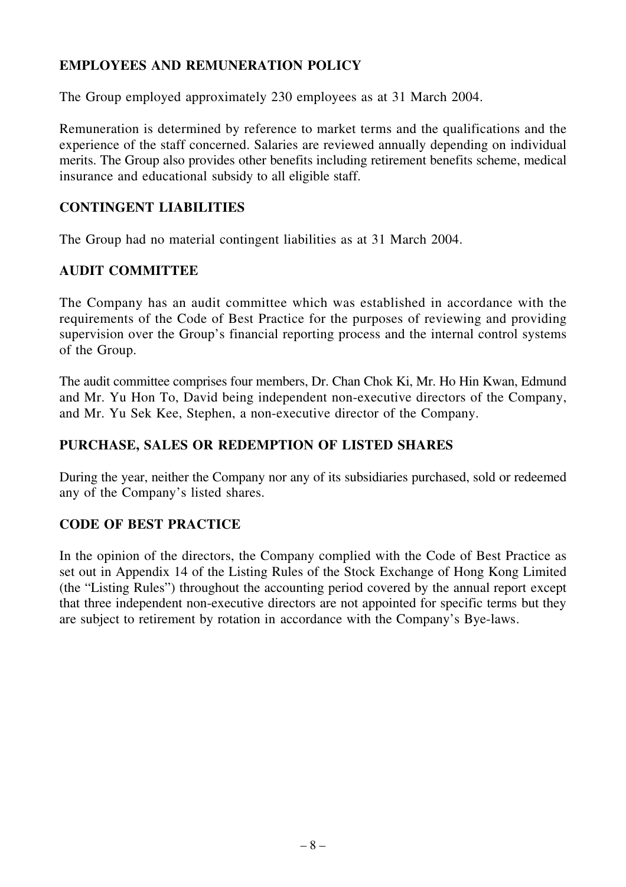## EMPLOYEES AND REMUNERATION POLICY

The Group employed approximately 230 employees as at 31 March 2004.

Remuneration is determined by reference to market terms and the qualifications and the experience of the staff concerned. Salaries are reviewed annually depending on individual merits. The Group also provides other benefits including retirement benefits scheme, medical insurance and educational subsidy to all eligible staff.

## CONTINGENT LIABILITIES

The Group had no material contingent liabilities as at 31 March 2004.

## AUDIT COMMITTEE

The Company has an audit committee which was established in accordance with the requirements of the Code of Best Practice for the purposes of reviewing and providing supervision over the Group's financial reporting process and the internal control systems of the Group.

The audit committee comprises four members, Dr. Chan Chok Ki, Mr. Ho Hin Kwan, Edmund and Mr. Yu Hon To, David being independent non-executive directors of the Company, and Mr. Yu Sek Kee, Stephen, a non-executive director of the Company.

## PURCHASE, SALES OR REDEMPTION OF LISTED SHARES

During the year, neither the Company nor any of its subsidiaries purchased, sold or redeemed any of the Company's listed shares.

## CODE OF BEST PRACTICE

In the opinion of the directors, the Company complied with the Code of Best Practice as set out in Appendix 14 of the Listing Rules of the Stock Exchange of Hong Kong Limited (the "Listing Rules") throughout the accounting period covered by the annual report except that three independent non-executive directors are not appointed for specific terms but they are subject to retirement by rotation in accordance with the Company's Bye-laws.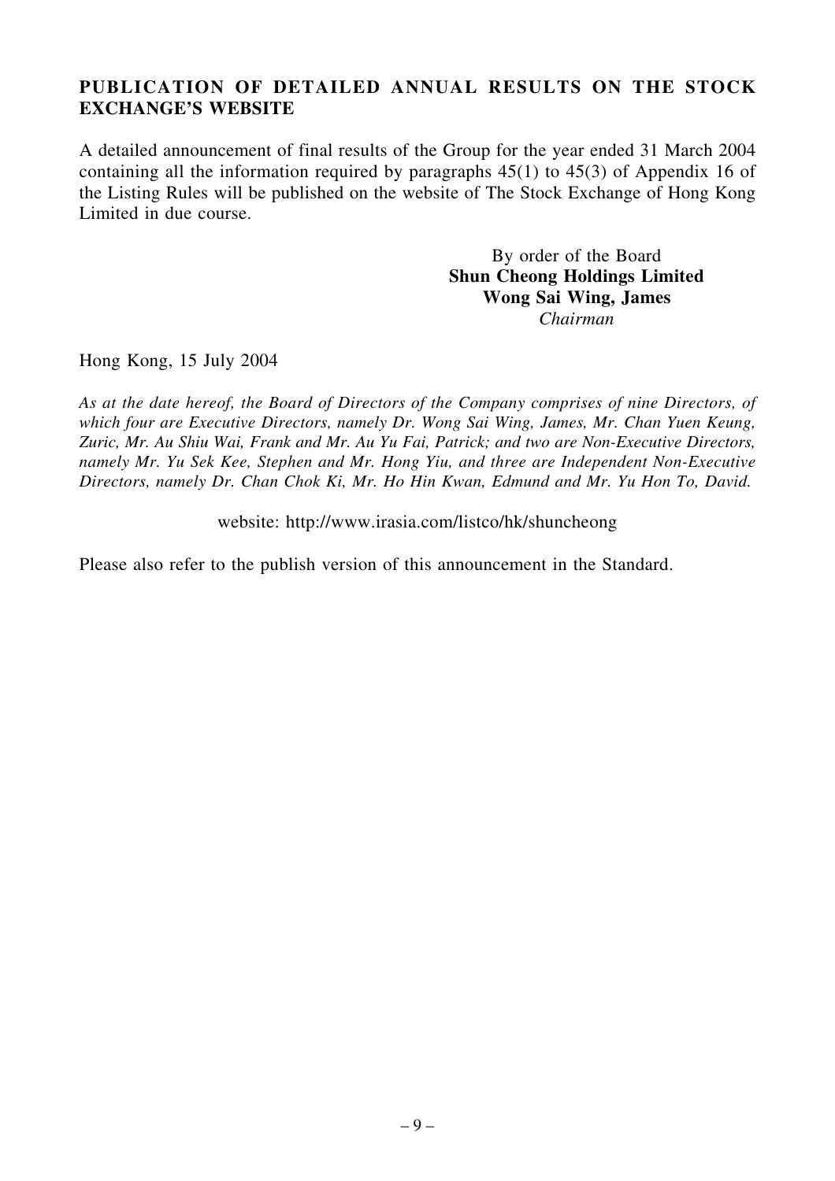## PUBLICATION OF DETAILED ANNUAL RESULTS ON THE STOCK EXCHANGE'S WEBSITE

A detailed announcement of final results of the Group for the year ended 31 March 2004 containing all the information required by paragraphs 45(1) to 45(3) of Appendix 16 of the Listing Rules will be published on the website of The Stock Exchange of Hong Kong Limited in due course.

By order of the Board
**Shun Cheong Holdings Limited**
**Wong Sai Wing, James**
*Chairman*

Hong Kong, 15 July 2004

*As at the date hereof, the Board of Directors of the Company comprises of nine Directors, of which four are Executive Directors, namely Dr. Wong Sai Wing, James, Mr. Chan Yuen Keung, Zuric, Mr. Au Shiu Wai, Frank and Mr. Au Yu Fai, Patrick; and two are Non-Executive Directors, namely Mr. Yu Sek Kee, Stephen and Mr. Hong Yiu, and three are Independent Non-Executive Directors, namely Dr. Chan Chok Ki, Mr. Ho Hin Kwan, Edmund and Mr. Yu Hon To, David.*

website: http://www.irasia.com/listco/hk/shuncheong

Please also refer to the publish version of this announcement in the Standard.